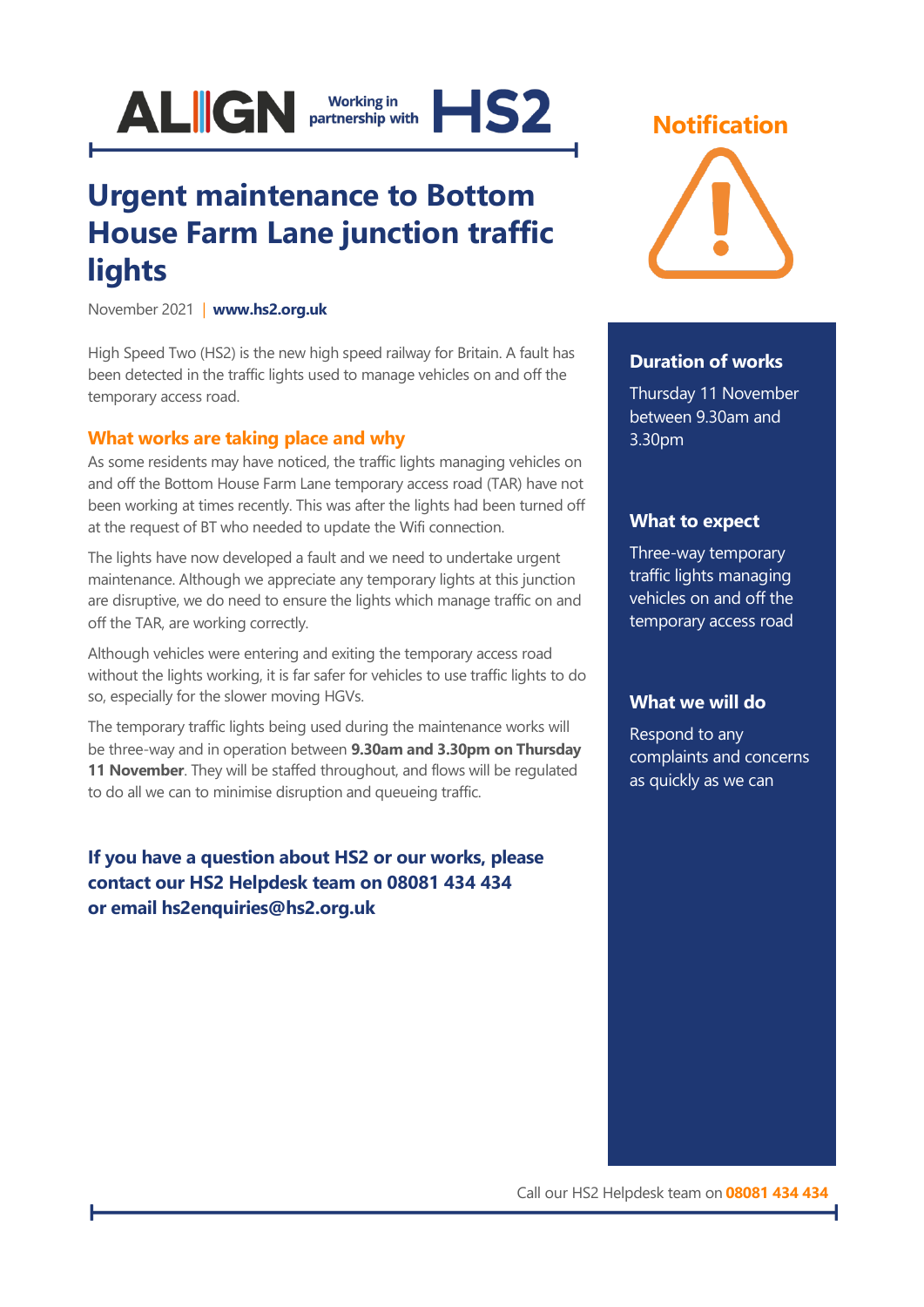ALIGN Working in partnership with HS2

# Urgent maintenance to Bottom House Farm Lane junction traffic lights

November 2021 | **www.hs2.org.uk**

High Speed Two (HS2) is the new high speed railway for Britain. A fault has been detected in the traffic lights used to manage vehicles on and off the temporary access road.

## What works are taking place and why

As some residents may have noticed, the traffic lights managing vehicles on and off the Bottom House Farm Lane temporary access road (TAR) have not been working at times recently. This was after the lights had been turned off at the request of BT who needed to update the Wifi connection.

The lights have now developed a fault and we need to undertake urgent maintenance. Although we appreciate any temporary lights at this junction are disruptive, we do need to ensure the lights which manage traffic on and off the TAR, are working correctly.

Although vehicles were entering and exiting the temporary access road without the lights working, it is far safer for vehicles to use traffic lights to do so, especially for the slower moving HGVs.

The temporary traffic lights being used during the maintenance works will be three-way and in operation between **9.30am and 3.30pm on Thursday 11 November**. They will be staffed throughout, and flows will be regulated to do all we can to minimise disruption and queueing traffic.

**If you have a question about HS2 or our works, please contact our HS2 Helpdesk team on 08081 434 434 or email hs2enquiries@hs2.org.uk**

## Notification

### Duration of works

Thursday 11 November between 9.30am and 3.30pm

### What to expect

Three-way temporary traffic lights managing vehicles on and off the temporary access road

### What we will do

Respond to any complaints and concerns as quickly as we can

Call our HS2 Helpdesk team on **08081 434 434**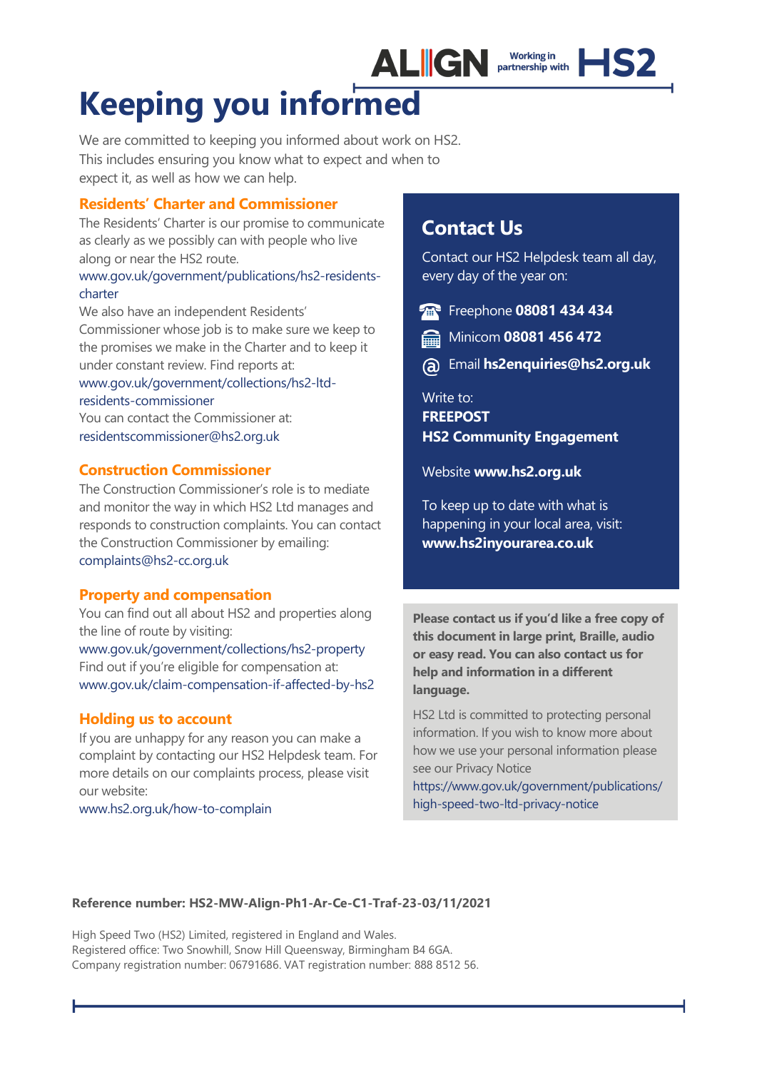ALIGN Working in partnership with HS2

# Keeping you informed

We are committed to keeping you informed about work on HS2. This includes ensuring you know what to expect and when to expect it, as well as how we can help.

### Residents' Charter and Commissioner

The Residents' Charter is our promise to communicate as clearly as we possibly can with people who live along or near the HS2 route.
www.gov.uk/government/publications/hs2-residents-charter
We also have an independent Residents' Commissioner whose job is to make sure we keep to the promises we make in the Charter and to keep it under constant review. Find reports at:
www.gov.uk/government/collections/hs2-ltd-residents-commissioner
You can contact the Commissioner at:
residentscommissioner@hs2.org.uk

### Construction Commissioner

The Construction Commissioner's role is to mediate and monitor the way in which HS2 Ltd manages and responds to construction complaints. You can contact the Construction Commissioner by emailing:
complaints@hs2-cc.org.uk

### Property and compensation

You can find out all about HS2 and properties along the line of route by visiting:
www.gov.uk/government/collections/hs2-property
Find out if you're eligible for compensation at:
www.gov.uk/claim-compensation-if-affected-by-hs2

### Holding us to account

If you are unhappy for any reason you can make a complaint by contacting our HS2 Helpdesk team. For more details on our complaints process, please visit our website:
www.hs2.org.uk/how-to-complain

## Contact Us

Contact our HS2 Helpdesk team all day, every day of the year on:

- Freephone **08081 434 434**
- Minicom **08081 456 472**
- Email **hs2enquiries@hs2.org.uk**

Write to:
**FREEPOST**
**HS2 Community Engagement**

Website **www.hs2.org.uk**

To keep up to date with what is happening in your local area, visit:
**www.hs2inyourarea.co.uk**

**Please contact us if you'd like a free copy of this document in large print, Braille, audio or easy read. You can also contact us for help and information in a different language.**

HS2 Ltd is committed to protecting personal information. If you wish to know more about how we use your personal information please see our Privacy Notice
https://www.gov.uk/government/publications/high-speed-two-ltd-privacy-notice

**Reference number: HS2-MW-Align-Ph1-Ar-Ce-C1-Traf-23-03/11/2021**

High Speed Two (HS2) Limited, registered in England and Wales.
Registered office: Two Snowhill, Snow Hill Queensway, Birmingham B4 6GA.
Company registration number: 06791686. VAT registration number: 888 8512 56.